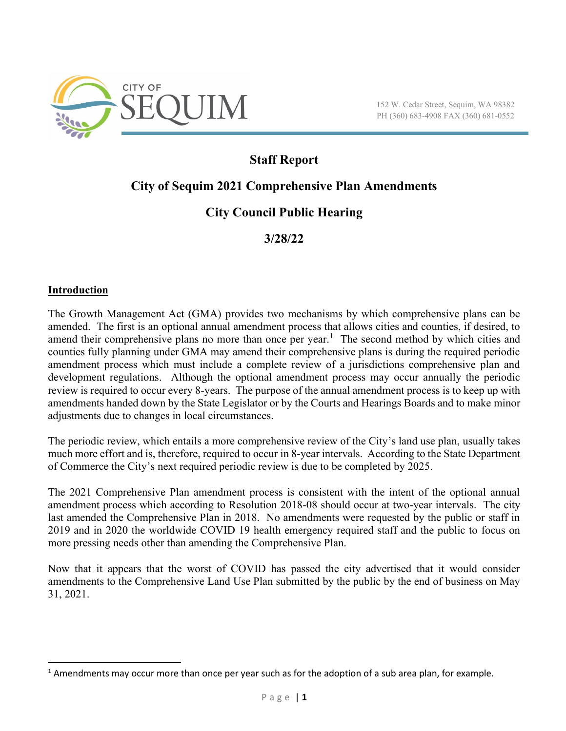CITY OF SEQUIM

152 W. Cedar Street, Sequim, WA 98382
PH (360) 683-4908 FAX (360) 681-0552

# Staff Report

# City of Sequim 2021 Comprehensive Plan Amendments

# City Council Public Hearing

# 3/28/22

## Introduction

The Growth Management Act (GMA) provides two mechanisms by which comprehensive plans can be amended. The first is an optional annual amendment process that allows cities and counties, if desired, to amend their comprehensive plans no more than once per year.[1] The second method by which cities and counties fully planning under GMA may amend their comprehensive plans is during the required periodic amendment process which must include a complete review of a jurisdictions comprehensive plan and development regulations. Although the optional amendment process may occur annually the periodic review is required to occur every 8-years. The purpose of the annual amendment process is to keep up with amendments handed down by the State Legislator or by the Courts and Hearings Boards and to make minor adjustments due to changes in local circumstances.

The periodic review, which entails a more comprehensive review of the City's land use plan, usually takes much more effort and is, therefore, required to occur in 8-year intervals. According to the State Department of Commerce the City's next required periodic review is due to be completed by 2025.

The 2021 Comprehensive Plan amendment process is consistent with the intent of the optional annual amendment process which according to Resolution 2018-08 should occur at two-year intervals. The city last amended the Comprehensive Plan in 2018. No amendments were requested by the public or staff in 2019 and in 2020 the worldwide COVID 19 health emergency required staff and the public to focus on more pressing needs other than amending the Comprehensive Plan.

Now that it appears that the worst of COVID has passed the city advertised that it would consider amendments to the Comprehensive Land Use Plan submitted by the public by the end of business on May 31, 2021.

[1] Amendments may occur more than once per year such as for the adoption of a sub area plan, for example.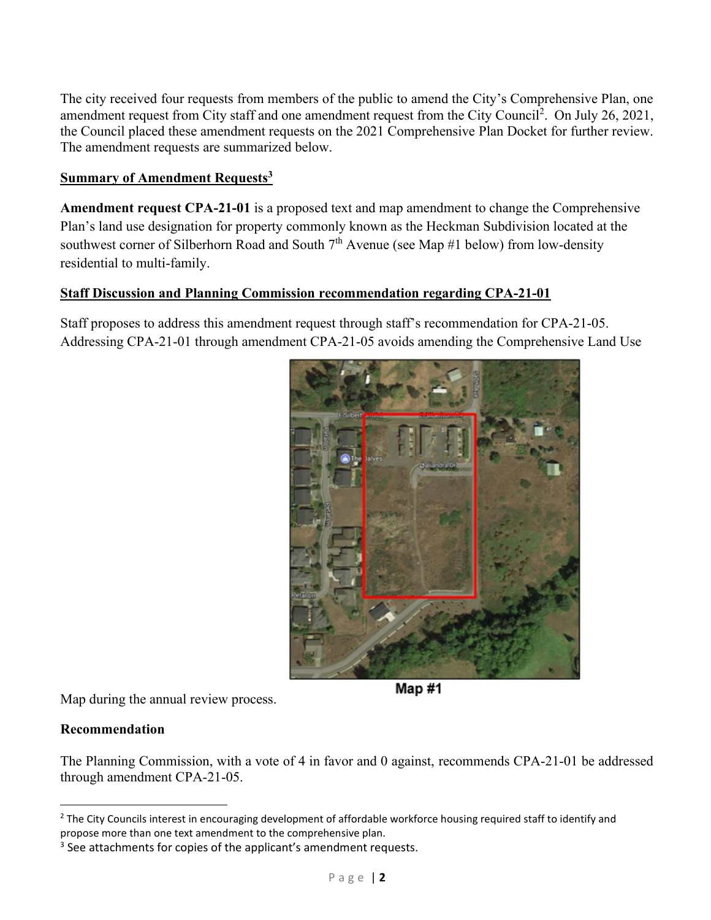The city received four requests from members of the public to amend the City's Comprehensive Plan, one amendment request from City staff and one amendment request from the City Council[2]. On July 26, 2021, the Council placed these amendment requests on the 2021 Comprehensive Plan Docket for further review. The amendment requests are summarized below.

**Summary of Amendment Requests[3]**

**Amendment request CPA-21-01** is a proposed text and map amendment to change the Comprehensive Plan's land use designation for property commonly known as the Heckman Subdivision located at the southwest corner of Silberhorn Road and South 7th Avenue (see Map #1 below) from low-density residential to multi-family.

**Staff Discussion and Planning Commission recommendation regarding CPA-21-01**

Staff proposes to address this amendment request through staff's recommendation for CPA-21-05. Addressing CPA-21-01 through amendment CPA-21-05 avoids amending the Comprehensive Land Use Map during the annual review process.

Map #1

**Recommendation**

The Planning Commission, with a vote of 4 in favor and 0 against, recommends CPA-21-01 be addressed through amendment CPA-21-05.

[2] The City Councils interest in encouraging development of affordable workforce housing required staff to identify and propose more than one text amendment to the comprehensive plan.

[3] See attachments for copies of the applicant's amendment requests.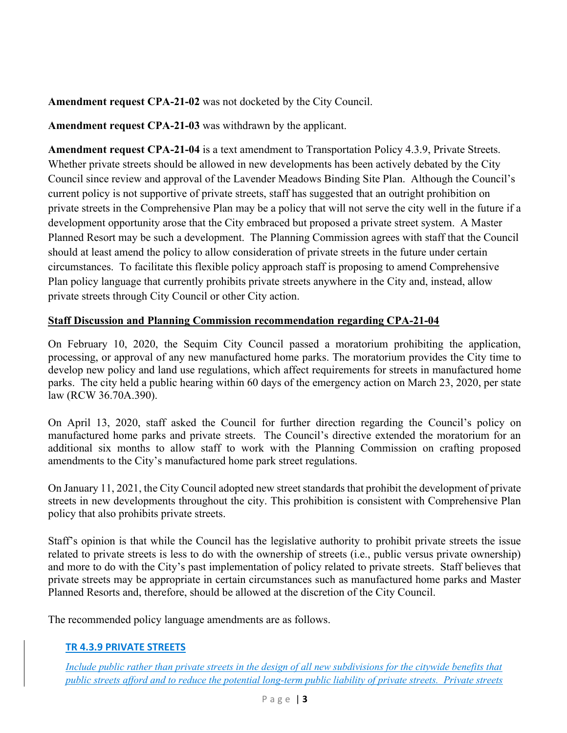**Amendment request CPA-21-02** was not docketed by the City Council.

**Amendment request CPA-21-03** was withdrawn by the applicant.

**Amendment request CPA-21-04** is a text amendment to Transportation Policy 4.3.9, Private Streets. Whether private streets should be allowed in new developments has been actively debated by the City Council since review and approval of the Lavender Meadows Binding Site Plan. Although the Council's current policy is not supportive of private streets, staff has suggested that an outright prohibition on private streets in the Comprehensive Plan may be a policy that will not serve the city well in the future if a development opportunity arose that the City embraced but proposed a private street system. A Master Planned Resort may be such a development. The Planning Commission agrees with staff that the Council should at least amend the policy to allow consideration of private streets in the future under certain circumstances. To facilitate this flexible policy approach staff is proposing to amend Comprehensive Plan policy language that currently prohibits private streets anywhere in the City and, instead, allow private streets through City Council or other City action.

**Staff Discussion and Planning Commission recommendation regarding CPA-21-04**

On February 10, 2020, the Sequim City Council passed a moratorium prohibiting the application, processing, or approval of any new manufactured home parks. The moratorium provides the City time to develop new policy and land use regulations, which affect requirements for streets in manufactured home parks. The city held a public hearing within 60 days of the emergency action on March 23, 2020, per state law (RCW 36.70A.390).

On April 13, 2020, staff asked the Council for further direction regarding the Council's policy on manufactured home parks and private streets. The Council's directive extended the moratorium for an additional six months to allow staff to work with the Planning Commission on crafting proposed amendments to the City's manufactured home park street regulations.

On January 11, 2021, the City Council adopted new street standards that prohibit the development of private streets in new developments throughout the city. This prohibition is consistent with Comprehensive Plan policy that also prohibits private streets.

Staff's opinion is that while the Council has the legislative authority to prohibit private streets the issue related to private streets is less to do with the ownership of streets (i.e., public versus private ownership) and more to do with the City's past implementation of policy related to private streets. Staff believes that private streets may be appropriate in certain circumstances such as manufactured home parks and Master Planned Resorts and, therefore, should be allowed at the discretion of the City Council.

The recommended policy language amendments are as follows.

**TR 4.3.9 PRIVATE STREETS**

*Include public rather than private streets in the design of all new subdivisions for the citywide benefits that public streets afford and to reduce the potential long-term public liability of private streets. Private streets*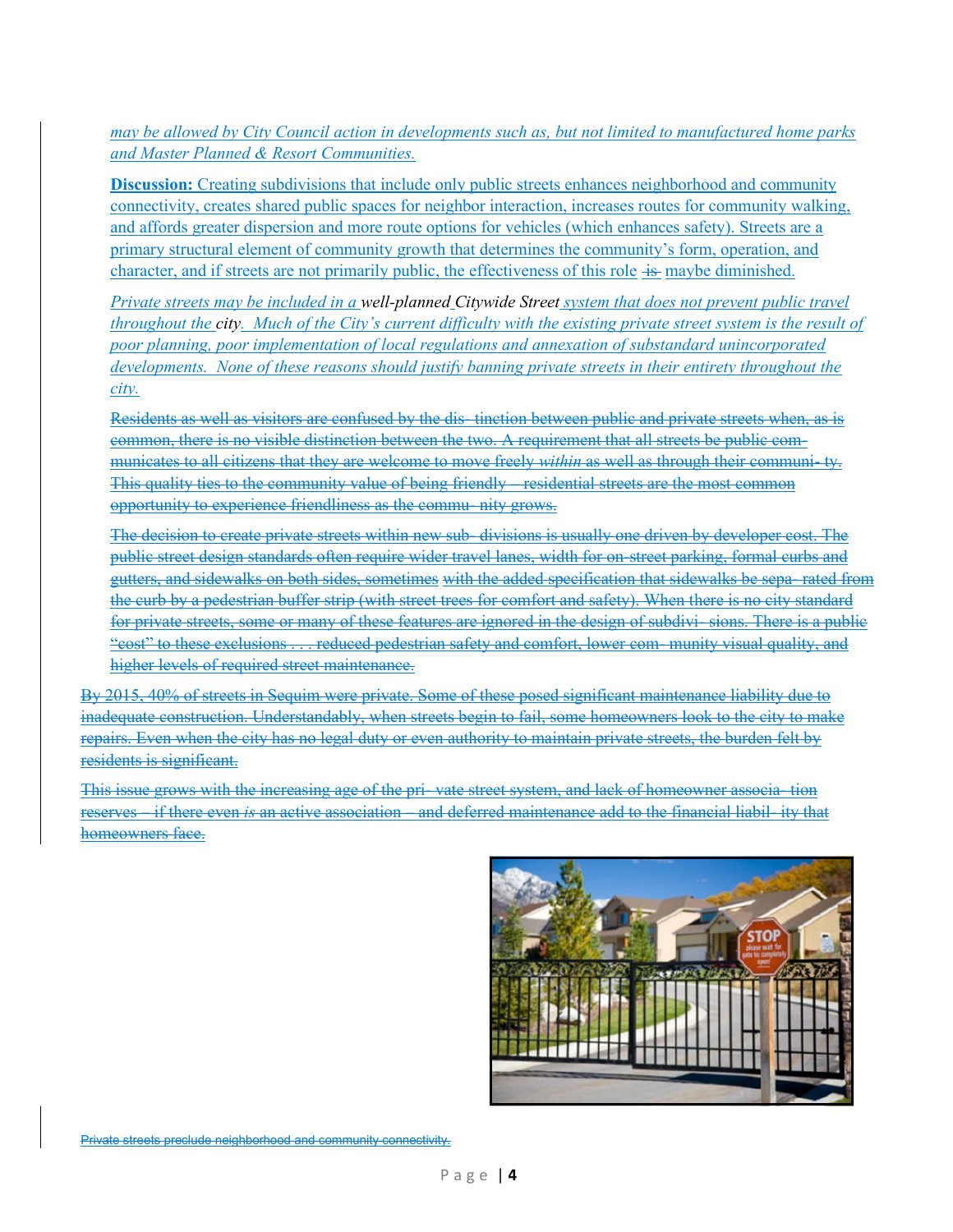*may be allowed by City Council action in developments such as, but not limited to manufactured home parks and Master Planned & Resort Communities.*

**Discussion:** Creating subdivisions that include only public streets enhances neighborhood and community connectivity, creates shared public spaces for neighbor interaction, increases routes for community walking, and affords greater dispersion and more route options for vehicles (which enhances safety). Streets are a primary structural element of community growth that determines the community's form, operation, and character, and if streets are not primarily public, the effectiveness of this role ~~is~~ maybe diminished.

*Private streets may be included in a well-planned Citywide Street system that does not prevent public travel throughout the city. Much of the City's current difficulty with the existing private street system is the result of poor planning, poor implementation of local regulations and annexation of substandard unincorporated developments. None of these reasons should justify banning private streets in their entirety throughout the city.*

~~Residents as well as visitors are confused by the dis- tinction between public and private streets when, as is common, there is no visible distinction between the two. A requirement that all streets be public com- municates to all citizens that they are welcome to move freely *within* as well as through their communi- ty. This quality ties to the community value of being friendly – residential streets are the most common opportunity to experience friendliness as the commu- nity grows.~~

~~The decision to create private streets within new sub- divisions is usually one driven by developer cost. The public street design standards often require wider travel lanes, width for on-street parking, formal curbs and gutters, and sidewalks on both sides, sometimes with the added specification that sidewalks be sepa- rated from the curb by a pedestrian buffer strip (with street trees for comfort and safety). When there is no city standard for private streets, some or many of these features are ignored in the design of subdivi- sions. There is a public "cost" to these exclusions . . . reduced pedestrian safety and comfort, lower com- munity visual quality, and higher levels of required street maintenance.~~

~~By 2015, 40% of streets in Sequim were private. Some of these posed significant maintenance liability due to inadequate construction. Understandably, when streets begin to fail, some homeowners look to the city to make repairs. Even when the city has no legal duty or even authority to maintain private streets, the burden felt by residents is significant.~~

~~This issue grows with the increasing age of the pri- vate street system, and lack of homeowner associa- tion reserves – if there even *is* an active association – and deferred maintenance add to the financial liabil- ity that homeowners face.~~

~~Private streets preclude neighborhood and community connectivity.~~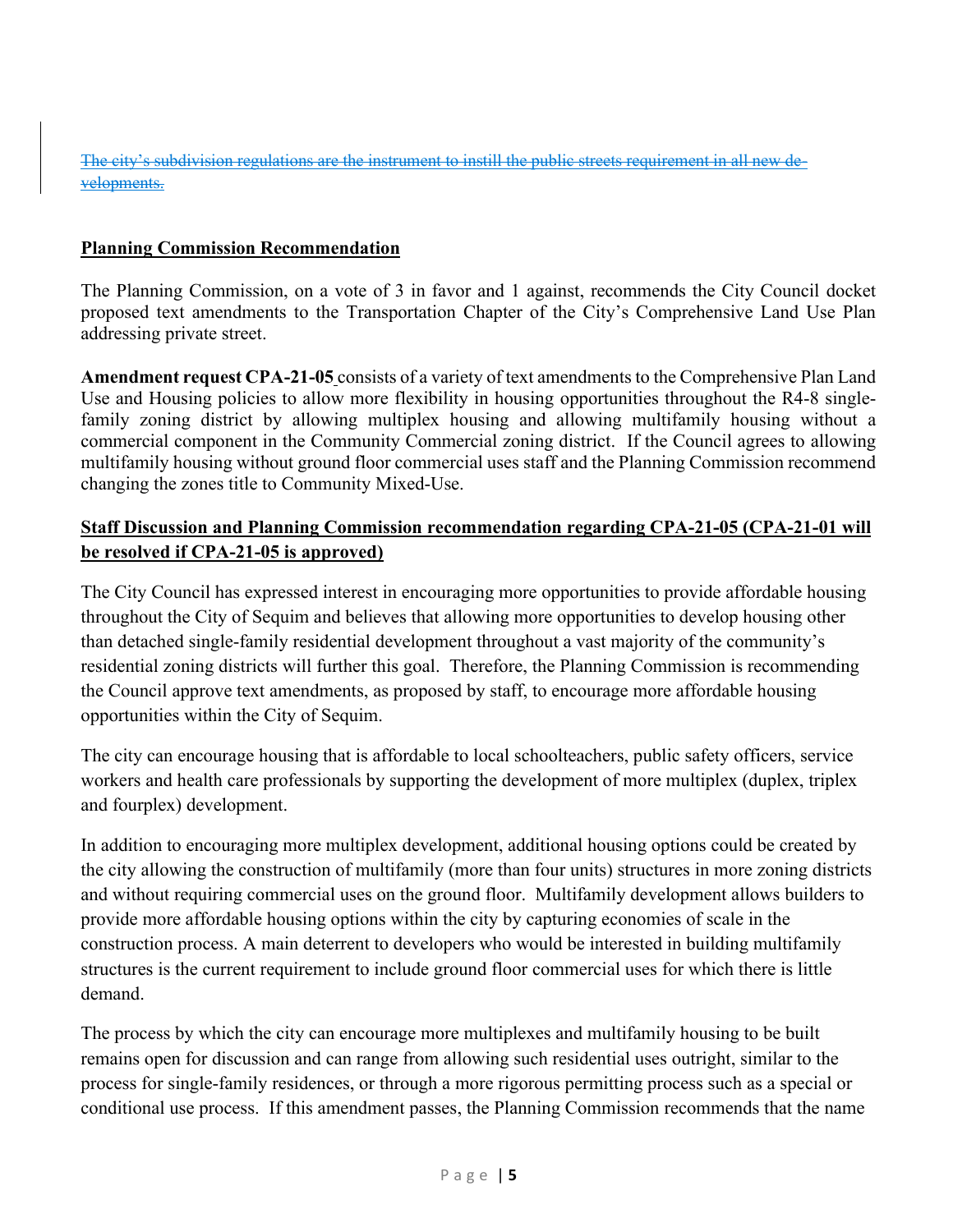~~The city's subdivision regulations are the instrument to instill the public streets requirement in all new developments.~~

**Planning Commission Recommendation**

The Planning Commission, on a vote of 3 in favor and 1 against, recommends the City Council docket proposed text amendments to the Transportation Chapter of the City's Comprehensive Land Use Plan addressing private street.

**Amendment request CPA-21-05** consists of a variety of text amendments to the Comprehensive Plan Land Use and Housing policies to allow more flexibility in housing opportunities throughout the R4-8 single-family zoning district by allowing multiplex housing and allowing multifamily housing without a commercial component in the Community Commercial zoning district. If the Council agrees to allowing multifamily housing without ground floor commercial uses staff and the Planning Commission recommend changing the zones title to Community Mixed-Use.

**Staff Discussion and Planning Commission recommendation regarding CPA-21-05 (CPA-21-01 will be resolved if CPA-21-05 is approved)**

The City Council has expressed interest in encouraging more opportunities to provide affordable housing throughout the City of Sequim and believes that allowing more opportunities to develop housing other than detached single-family residential development throughout a vast majority of the community's residential zoning districts will further this goal. Therefore, the Planning Commission is recommending the Council approve text amendments, as proposed by staff, to encourage more affordable housing opportunities within the City of Sequim.

The city can encourage housing that is affordable to local schoolteachers, public safety officers, service workers and health care professionals by supporting the development of more multiplex (duplex, triplex and fourplex) development.

In addition to encouraging more multiplex development, additional housing options could be created by the city allowing the construction of multifamily (more than four units) structures in more zoning districts and without requiring commercial uses on the ground floor. Multifamily development allows builders to provide more affordable housing options within the city by capturing economies of scale in the construction process. A main deterrent to developers who would be interested in building multifamily structures is the current requirement to include ground floor commercial uses for which there is little demand.

The process by which the city can encourage more multiplexes and multifamily housing to be built remains open for discussion and can range from allowing such residential uses outright, similar to the process for single-family residences, or through a more rigorous permitting process such as a special or conditional use process. If this amendment passes, the Planning Commission recommends that the name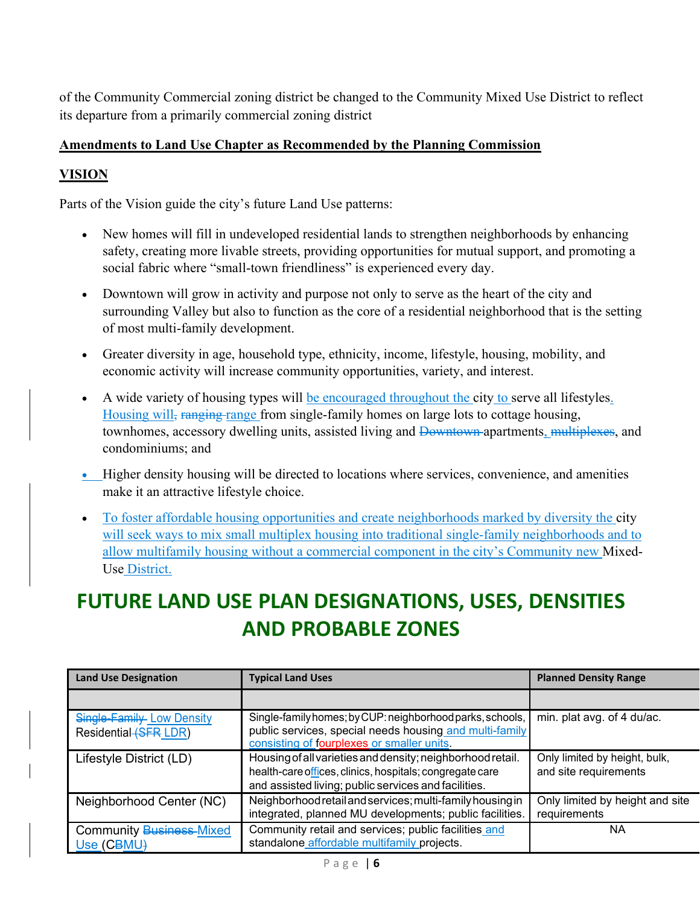of the Community Commercial zoning district be changed to the Community Mixed Use District to reflect its departure from a primarily commercial zoning district

**Amendments to Land Use Chapter as Recommended by the Planning Commission**

**VISION**

Parts of the Vision guide the city's future Land Use patterns:

- New homes will fill in undeveloped residential lands to strengthen neighborhoods by enhancing safety, creating more livable streets, providing opportunities for mutual support, and promoting a social fabric where "small-town friendliness" is experienced every day.
- Downtown will grow in activity and purpose not only to serve as the heart of the city and surrounding Valley but also to function as the core of a residential neighborhood that is the setting of most multi-family development.
- Greater diversity in age, household type, ethnicity, income, lifestyle, housing, mobility, and economic activity will increase community opportunities, variety, and interest.
- A wide variety of housing types will be encouraged throughout the city to serve all lifestyles. Housing will, ~~ranging~~ range from single-family homes on large lots to cottage housing, townhomes, accessory dwelling units, assisted living and ~~Downtown~~ apartments, ~~multiplexes~~, and condominiums; and
- Higher density housing will be directed to locations where services, convenience, and amenities make it an attractive lifestyle choice.
- To foster affordable housing opportunities and create neighborhoods marked by diversity the city will seek ways to mix small multiplex housing into traditional single-family neighborhoods and to allow multifamily housing without a commercial component in the city's Community new Mixed-Use District.

# FUTURE LAND USE PLAN DESIGNATIONS, USES, DENSITIES AND PROBABLE ZONES

| Land Use Designation | Typical Land Uses | Planned Density Range |
|---|---|---|
| | | |
| ~~Single-Family~~ Low Density Residential ~~(SFR~~ LDR) | Single-family homes; by CUP: neighborhood parks, schools, public services, special needs housing and multi-family consisting of fourplexes or smaller units. | min. plat avg. of 4 du/ac. |
| Lifestyle District (LD) | Housing of all varieties and density; neighborhood retail. health-care offices, clinics, hospitals; congregate care and assisted living; public services and facilities. | Only limited by height, bulk, and site requirements |
| Neighborhood Center (NC) | Neighborhood retail and services; multi-family housing in integrated, planned MU developments; public facilities. | Only limited by height and site requirements |
| Community ~~Business~~ Mixed Use (C~~B~~MU~~)~~ | Community retail and services; public facilities and standalone affordable multifamily projects. | NA |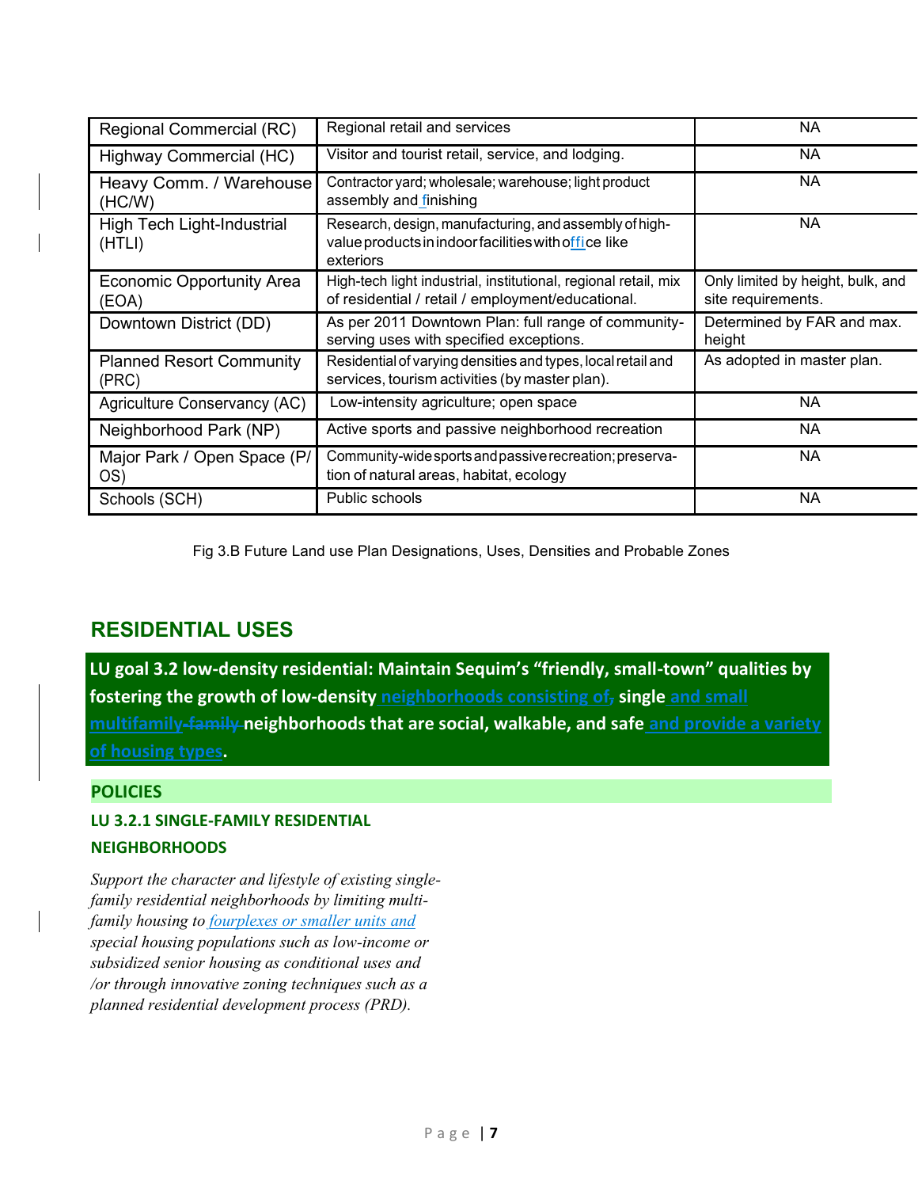| | | |
|---|---|---|
| Regional Commercial (RC) | Regional retail and services | NA |
| Highway Commercial (HC) | Visitor and tourist retail, service, and lodging. | NA |
| Heavy Comm. / Warehouse (HC/W) | Contractor yard; wholesale; warehouse; light product assembly and finishing | NA |
| High Tech Light-Industrial (HTLI) | Research, design, manufacturing, and assembly of high-value products in indoor facilities with office like exteriors | NA |
| Economic Opportunity Area (EOA) | High-tech light industrial, institutional, regional retail, mix of residential / retail / employment/educational. | Only limited by height, bulk, and site requirements. |
| Downtown District (DD) | As per 2011 Downtown Plan: full range of community-serving uses with specified exceptions. | Determined by FAR and max. height |
| Planned Resort Community (PRC) | Residential of varying densities and types, local retail and services, tourism activities (by master plan). | As adopted in master plan. |
| Agriculture Conservancy (AC) | Low-intensity agriculture; open space | NA |
| Neighborhood Park (NP) | Active sports and passive neighborhood recreation | NA |
| Major Park / Open Space (P/OS) | Community-wide sports and passive recreation; preservation of natural areas, habitat, ecology | NA |
| Schools (SCH) | Public schools | NA |

Fig 3.B Future Land use Plan Designations, Uses, Densities and Probable Zones

## RESIDENTIAL USES

**LU goal 3.2 low-density residential: Maintain Sequim's "friendly, small-town" qualities by fostering the growth of low-density neighborhoods consisting of, single and small multifamily ~~family~~ neighborhoods that are social, walkable, and safe and provide a variety of housing types.**

### POLICIES

#### LU 3.2.1 SINGLE-FAMILY RESIDENTIAL NEIGHBORHOODS

*Support the character and lifestyle of existing single-family residential neighborhoods by limiting multi-family housing to fourplexes or smaller units and special housing populations such as low-income or subsidized senior housing as conditional uses and /or through innovative zoning techniques such as a planned residential development process (PRD).*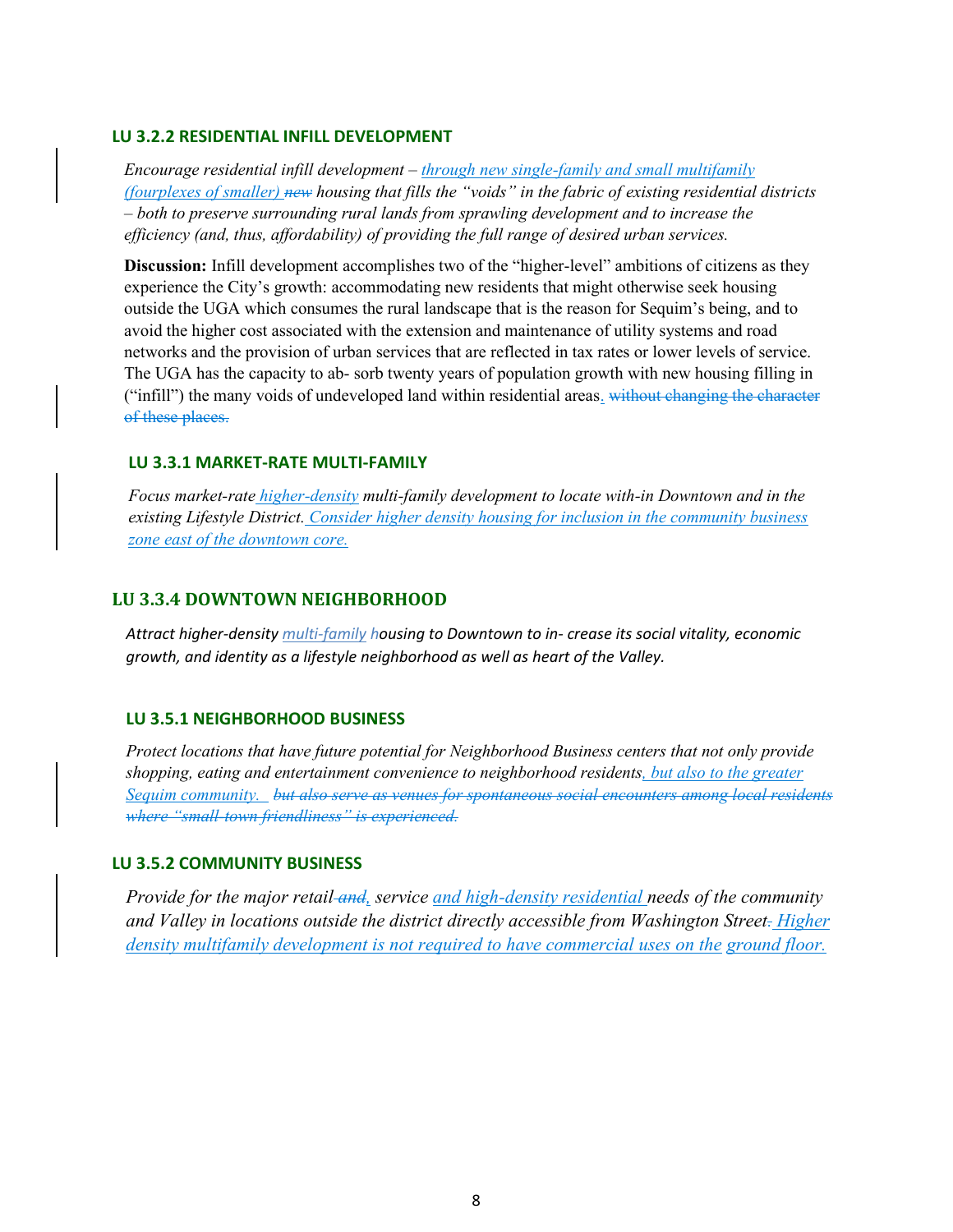### LU 3.2.2 RESIDENTIAL INFILL DEVELOPMENT

*Encourage residential infill development – through new single-family and small multifamily (fourplexes of smaller) ~~new~~ housing that fills the "voids" in the fabric of existing residential districts – both to preserve surrounding rural lands from sprawling development and to increase the efficiency (and, thus, affordability) of providing the full range of desired urban services.*

**Discussion:** Infill development accomplishes two of the "higher-level" ambitions of citizens as they experience the City's growth: accommodating new residents that might otherwise seek housing outside the UGA which consumes the rural landscape that is the reason for Sequim's being, and to avoid the higher cost associated with the extension and maintenance of utility systems and road networks and the provision of urban services that are reflected in tax rates or lower levels of service. The UGA has the capacity to ab- sorb twenty years of population growth with new housing filling in ("infill") the many voids of undeveloped land within residential areas. ~~without changing the character of these places.~~

### LU 3.3.1 MARKET-RATE MULTI-FAMILY

*Focus market-rate higher-density multi-family development to locate with-in Downtown and in the existing Lifestyle District. Consider higher density housing for inclusion in the community business zone east of the downtown core.*

### LU 3.3.4 DOWNTOWN NEIGHBORHOOD

*Attract higher-density multi-family housing to Downtown to in- crease its social vitality, economic growth, and identity as a lifestyle neighborhood as well as heart of the Valley.*

### LU 3.5.1 NEIGHBORHOOD BUSINESS

*Protect locations that have future potential for Neighborhood Business centers that not only provide shopping, eating and entertainment convenience to neighborhood residents, but also to the greater Sequim community. ~~but also serve as venues for spontaneous social encounters among local residents where "small-town friendliness" is experienced.~~*

### LU 3.5.2 COMMUNITY BUSINESS

*Provide for the major retail ~~and~~, service and high-density residential needs of the community and Valley in locations outside the district directly accessible from Washington Street~~.~~ Higher density multifamily development is not required to have commercial uses on the ground floor.*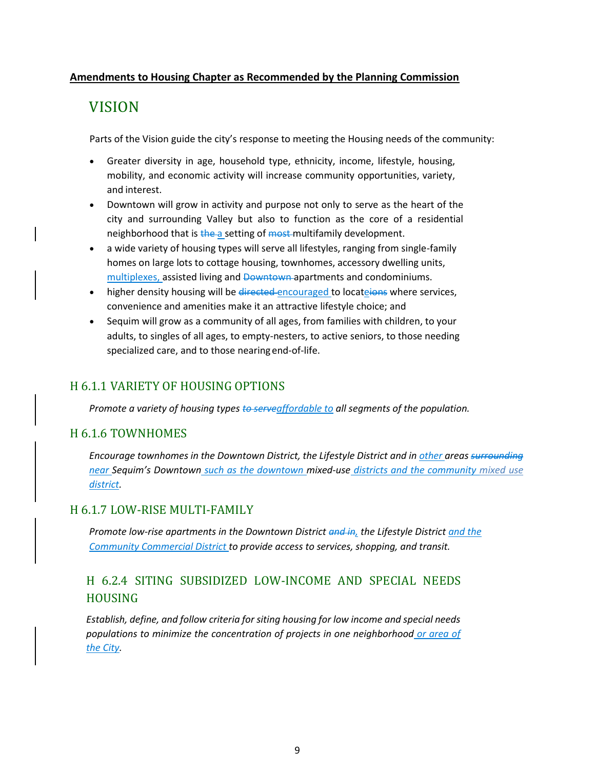**Amendments to Housing Chapter as Recommended by the Planning Commission**

# VISION

Parts of the Vision guide the city's response to meeting the Housing needs of the community:

- Greater diversity in age, household type, ethnicity, income, lifestyle, housing, mobility, and economic activity will increase community opportunities, variety, and interest.
- Downtown will grow in activity and purpose not only to serve as the heart of the city and surrounding Valley but also to function as the core of a residential neighborhood that is ~~the~~ a setting of ~~most~~ multifamily development.
- a wide variety of housing types will serve all lifestyles, ranging from single-family homes on large lots to cottage housing, townhomes, accessory dwelling units, multiplexes, assisted living and ~~Downtown~~ apartments and condominiums.
- higher density housing will be ~~directed~~ encouraged to locate~~ions~~ where services, convenience and amenities make it an attractive lifestyle choice; and
- Sequim will grow as a community of all ages, from families with children, to your adults, to singles of all ages, to empty-nesters, to active seniors, to those needing specialized care, and to those nearing end-of-life.

## H 6.1.1 VARIETY OF HOUSING OPTIONS

*Promote a variety of housing types ~~to serve~~ affordable to all segments of the population.*

## H 6.1.6 TOWNHOMES

*Encourage townhomes in the Downtown District, the Lifestyle District and in other areas ~~surrounding~~ near Sequim's Downtown such as the downtown mixed-use districts and the community mixed use district.*

## H 6.1.7 LOW-RISE MULTI-FAMILY

*Promote low-rise apartments in the Downtown District ~~and in~~, the Lifestyle District and the Community Commercial District to provide access to services, shopping, and transit.*

## H 6.2.4 SITING SUBSIDIZED LOW-INCOME AND SPECIAL NEEDS HOUSING

*Establish, define, and follow criteria for siting housing for low income and special needs populations to minimize the concentration of projects in one neighborhood or area of the City.*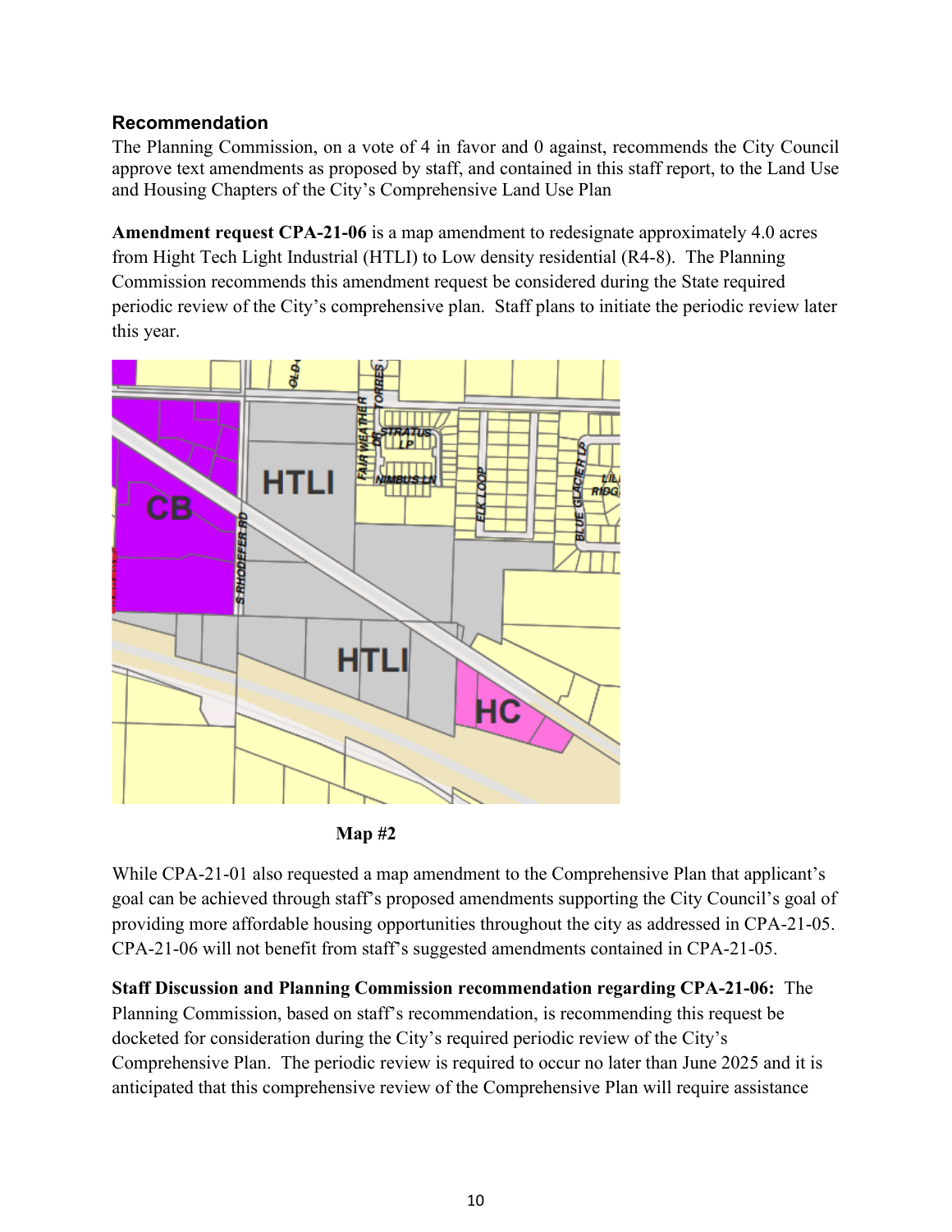### Recommendation

The Planning Commission, on a vote of 4 in favor and 0 against, recommends the City Council approve text amendments as proposed by staff, and contained in this staff report, to the Land Use and Housing Chapters of the City's Comprehensive Land Use Plan

**Amendment request CPA-21-06** is a map amendment to redesignate approximately 4.0 acres from Hight Tech Light Industrial (HTLI) to Low density residential (R4-8). The Planning Commission recommends this amendment request be considered during the State required periodic review of the City's comprehensive plan. Staff plans to initiate the periodic review later this year.

CB

HTLI

HTLI

HC

OLD

FAIR WEATHER DR

TORRES

STRATUS LP

NIMBUS LN

ELK LOOP

BLUE GLACIER LP

LILI RIDG

S RHODEFER RD

**Map #2**

While CPA-21-01 also requested a map amendment to the Comprehensive Plan that applicant's goal can be achieved through staff's proposed amendments supporting the City Council's goal of providing more affordable housing opportunities throughout the city as addressed in CPA-21-05. CPA-21-06 will not benefit from staff's suggested amendments contained in CPA-21-05.

**Staff Discussion and Planning Commission recommendation regarding CPA-21-06:** The Planning Commission, based on staff's recommendation, is recommending this request be docketed for consideration during the City's required periodic review of the City's Comprehensive Plan. The periodic review is required to occur no later than June 2025 and it is anticipated that this comprehensive review of the Comprehensive Plan will require assistance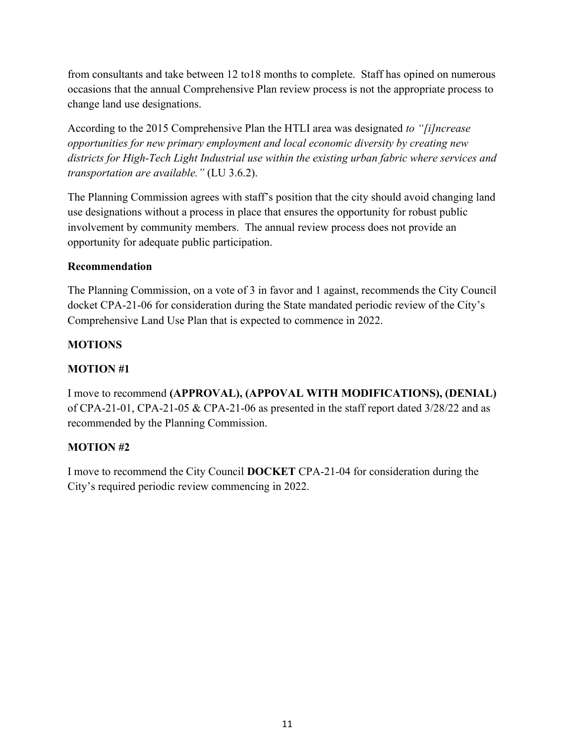from consultants and take between 12 to18 months to complete. Staff has opined on numerous occasions that the annual Comprehensive Plan review process is not the appropriate process to change land use designations.

According to the 2015 Comprehensive Plan the HTLI area was designated *to "[i]ncrease opportunities for new primary employment and local economic diversity by creating new districts for High-Tech Light Industrial use within the existing urban fabric where services and transportation are available."* (LU 3.6.2).

The Planning Commission agrees with staff's position that the city should avoid changing land use designations without a process in place that ensures the opportunity for robust public involvement by community members. The annual review process does not provide an opportunity for adequate public participation.

**Recommendation**

The Planning Commission, on a vote of 3 in favor and 1 against, recommends the City Council docket CPA-21-06 for consideration during the State mandated periodic review of the City's Comprehensive Land Use Plan that is expected to commence in 2022.

**MOTIONS**

**MOTION #1**

I move to recommend **(APPROVAL), (APPOVAL WITH MODIFICATIONS), (DENIAL)** of CPA-21-01, CPA-21-05 & CPA-21-06 as presented in the staff report dated 3/28/22 and as recommended by the Planning Commission.

**MOTION #2**

I move to recommend the City Council **DOCKET** CPA-21-04 for consideration during the City's required periodic review commencing in 2022.